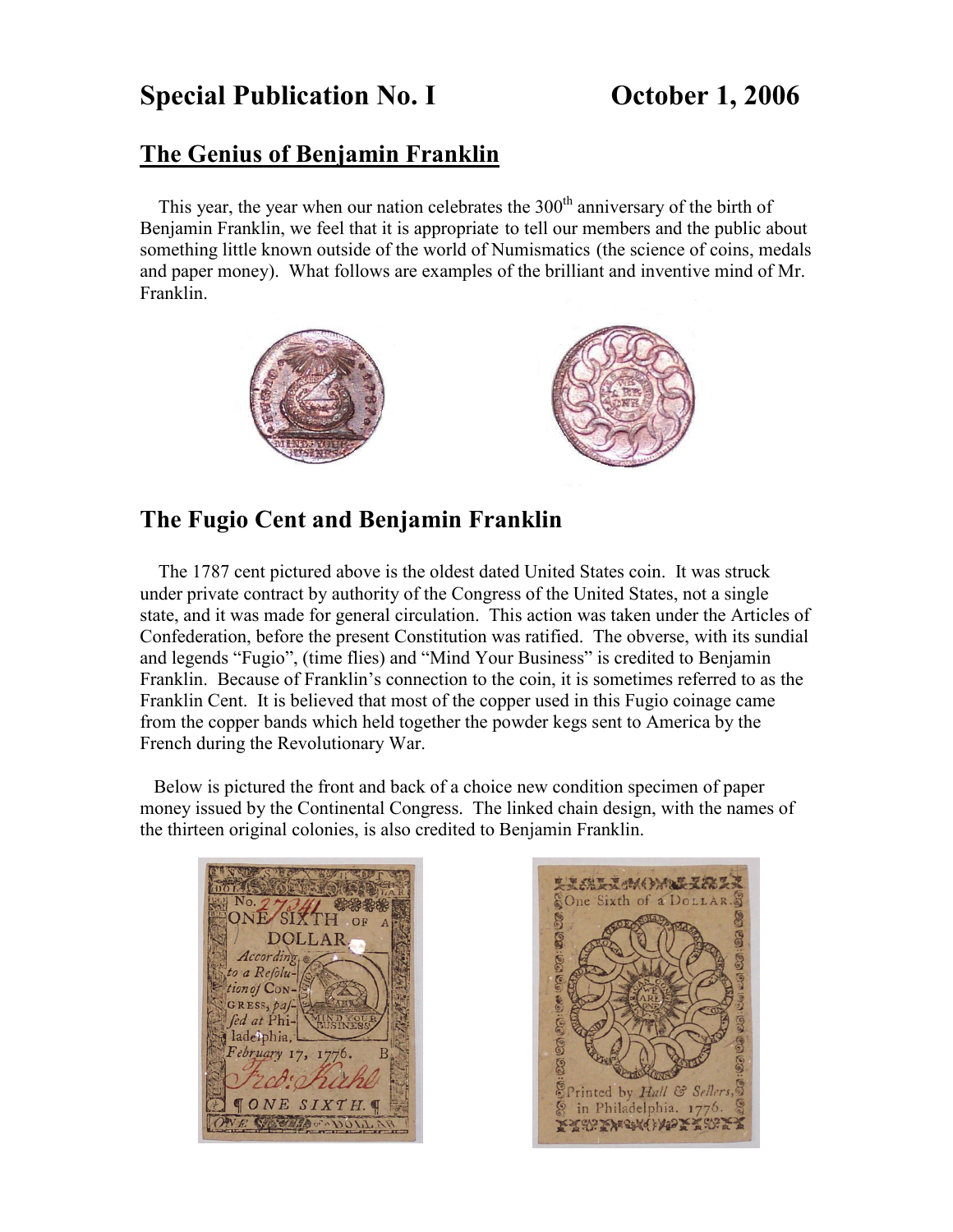# Special Publication No. I October 1, 2006

## The Genius of Benjamin Franklin

This year, the year when our nation celebrates the 300th anniversary of the birth of Benjamin Franklin, we feel that it is appropriate to tell our members and the public about something little known outside of the world of Numismatics (the science of coins, medals and paper money). What follows are examples of the brilliant and inventive mind of Mr. Franklin.

## The Fugio Cent and Benjamin Franklin

The 1787 cent pictured above is the oldest dated United States coin. It was struck under private contract by authority of the Congress of the United States, not a single state, and it was made for general circulation. This action was taken under the Articles of Confederation, before the present Constitution was ratified. The obverse, with its sundial and legends "Fugio", (time flies) and "Mind Your Business" is credited to Benjamin Franklin. Because of Franklin's connection to the coin, it is sometimes referred to as the Franklin Cent. It is believed that most of the copper used in this Fugio coinage came from the copper bands which held together the powder kegs sent to America by the French during the Revolutionary War.

Below is pictured the front and back of a choice new condition specimen of paper money issued by the Continental Congress. The linked chain design, with the names of the thirteen original colonies, is also credited to Benjamin Franklin.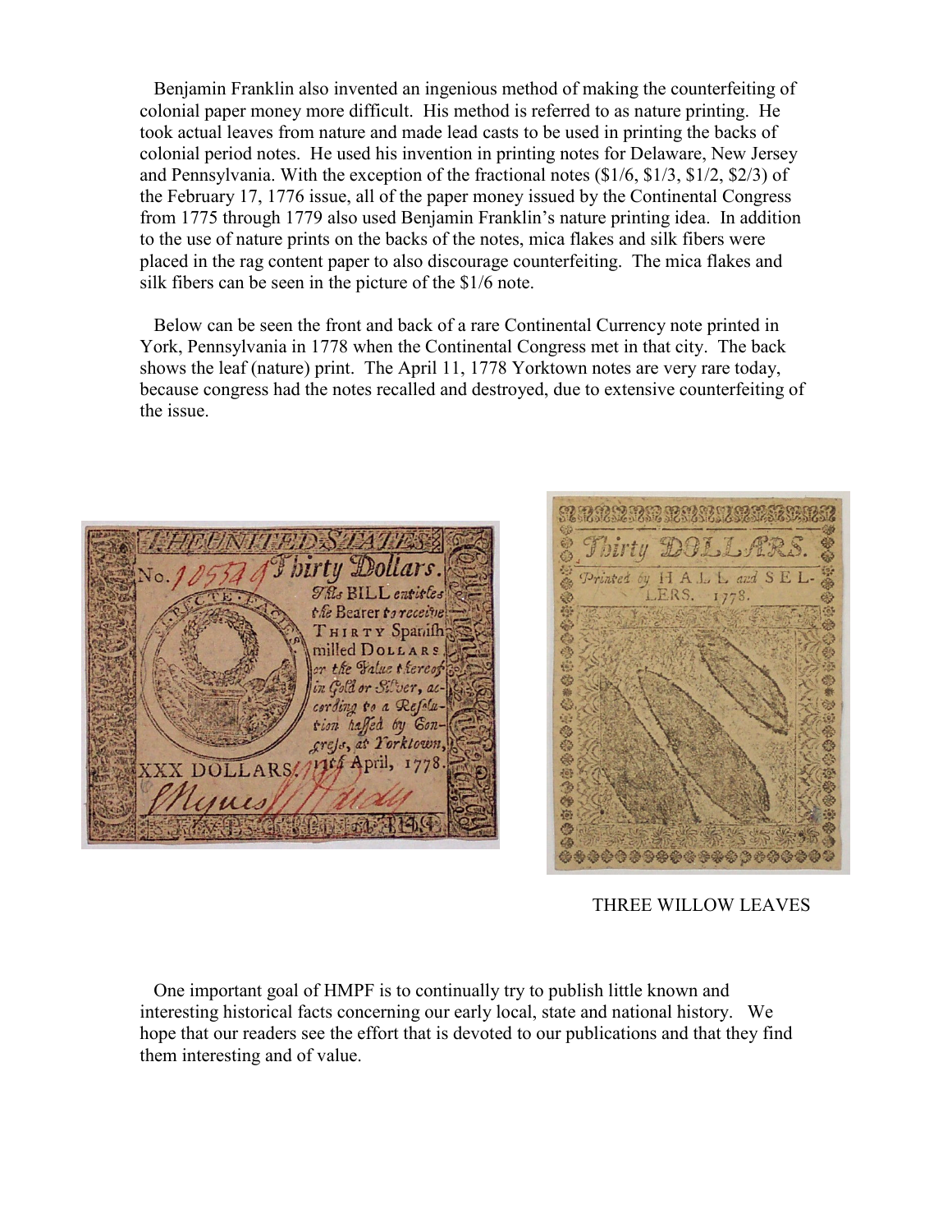Benjamin Franklin also invented an ingenious method of making the counterfeiting of colonial paper money more difficult. His method is referred to as nature printing. He took actual leaves from nature and made lead casts to be used in printing the backs of colonial period notes. He used his invention in printing notes for Delaware, New Jersey and Pennsylvania. With the exception of the fractional notes ($1/6, $1/3, $1/2, $2/3) of the February 17, 1776 issue, all of the paper money issued by the Continental Congress from 1775 through 1779 also used Benjamin Franklin's nature printing idea. In addition to the use of nature prints on the backs of the notes, mica flakes and silk fibers were placed in the rag content paper to also discourage counterfeiting. The mica flakes and silk fibers can be seen in the picture of the $1/6 note.

Below can be seen the front and back of a rare Continental Currency note printed in York, Pennsylvania in 1778 when the Continental Congress met in that city. The back shows the leaf (nature) print. The April 11, 1778 Yorktown notes are very rare today, because congress had the notes recalled and destroyed, due to extensive counterfeiting of the issue.

THREE WILLOW LEAVES

One important goal of HMPF is to continually try to publish little known and interesting historical facts concerning our early local, state and national history. We hope that our readers see the effort that is devoted to our publications and that they find them interesting and of value.